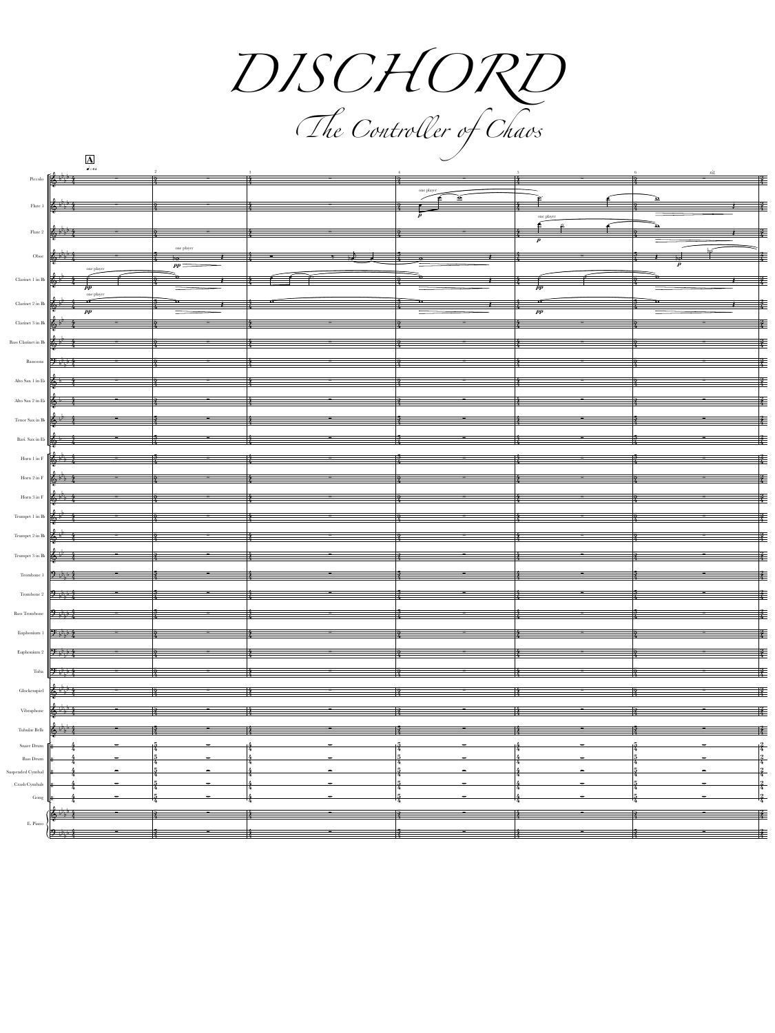# DISCHORD

## The Controller of Chaos